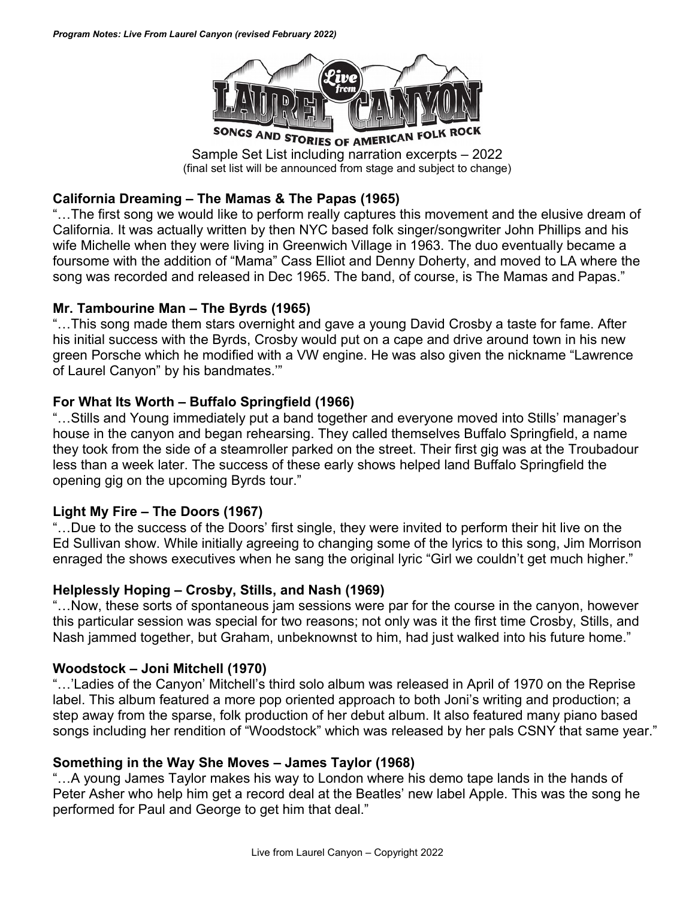*Program Notes: Live From Laurel Canyon (revised February 2022)*

# Live from Laurel Canyon

SONGS AND STORIES OF AMERICAN FOLK ROCK

Sample Set List including narration excerpts – 2022
(final set list will be announced from stage and subject to change)

### California Dreaming – The Mamas & The Papas (1965)

"…The first song we would like to perform really captures this movement and the elusive dream of California. It was actually written by then NYC based folk singer/songwriter John Phillips and his wife Michelle when they were living in Greenwich Village in 1963. The duo eventually became a foursome with the addition of "Mama" Cass Elliot and Denny Doherty, and moved to LA where the song was recorded and released in Dec 1965. The band, of course, is The Mamas and Papas."

### Mr. Tambourine Man – The Byrds (1965)

"…This song made them stars overnight and gave a young David Crosby a taste for fame. After his initial success with the Byrds, Crosby would put on a cape and drive around town in his new green Porsche which he modified with a VW engine. He was also given the nickname "Lawrence of Laurel Canyon" by his bandmates.'"

### For What Its Worth – Buffalo Springfield (1966)

"…Stills and Young immediately put a band together and everyone moved into Stills' manager's house in the canyon and began rehearsing. They called themselves Buffalo Springfield, a name they took from the side of a steamroller parked on the street. Their first gig was at the Troubadour less than a week later. The success of these early shows helped land Buffalo Springfield the opening gig on the upcoming Byrds tour."

### Light My Fire – The Doors (1967)

"…Due to the success of the Doors' first single, they were invited to perform their hit live on the Ed Sullivan show. While initially agreeing to changing some of the lyrics to this song, Jim Morrison enraged the shows executives when he sang the original lyric "Girl we couldn't get much higher."

### Helplessly Hoping – Crosby, Stills, and Nash (1969)

"…Now, these sorts of spontaneous jam sessions were par for the course in the canyon, however this particular session was special for two reasons; not only was it the first time Crosby, Stills, and Nash jammed together, but Graham, unbeknownst to him, had just walked into his future home."

### Woodstock – Joni Mitchell (1970)

"…'Ladies of the Canyon' Mitchell's third solo album was released in April of 1970 on the Reprise label. This album featured a more pop oriented approach to both Joni's writing and production; a step away from the sparse, folk production of her debut album. It also featured many piano based songs including her rendition of "Woodstock" which was released by her pals CSNY that same year."

### Something in the Way She Moves – James Taylor (1968)

"…A young James Taylor makes his way to London where his demo tape lands in the hands of Peter Asher who help him get a record deal at the Beatles' new label Apple. This was the song he performed for Paul and George to get him that deal."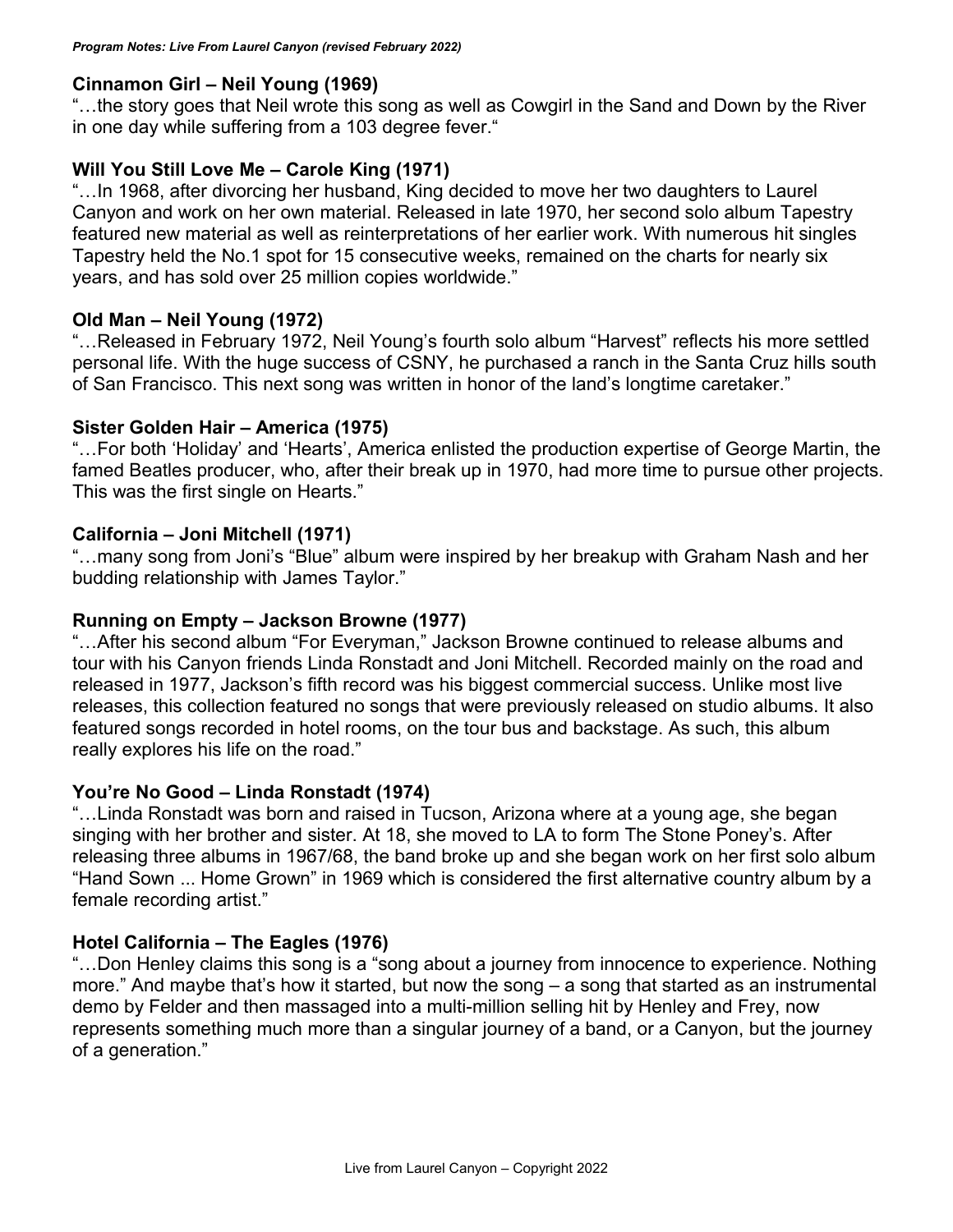### Cinnamon Girl – Neil Young (1969)

"…the story goes that Neil wrote this song as well as Cowgirl in the Sand and Down by the River in one day while suffering from a 103 degree fever."

### Will You Still Love Me – Carole King (1971)

"…In 1968, after divorcing her husband, King decided to move her two daughters to Laurel Canyon and work on her own material. Released in late 1970, her second solo album Tapestry featured new material as well as reinterpretations of her earlier work. With numerous hit singles Tapestry held the No.1 spot for 15 consecutive weeks, remained on the charts for nearly six years, and has sold over 25 million copies worldwide."

### Old Man – Neil Young (1972)

"…Released in February 1972, Neil Young's fourth solo album "Harvest" reflects his more settled personal life. With the huge success of CSNY, he purchased a ranch in the Santa Cruz hills south of San Francisco. This next song was written in honor of the land's longtime caretaker."

### Sister Golden Hair – America (1975)

"…For both 'Holiday' and 'Hearts', America enlisted the production expertise of George Martin, the famed Beatles producer, who, after their break up in 1970, had more time to pursue other projects. This was the first single on Hearts."

### California – Joni Mitchell (1971)

"…many song from Joni's "Blue" album were inspired by her breakup with Graham Nash and her budding relationship with James Taylor."

### Running on Empty – Jackson Browne (1977)

"…After his second album "For Everyman," Jackson Browne continued to release albums and tour with his Canyon friends Linda Ronstadt and Joni Mitchell. Recorded mainly on the road and released in 1977, Jackson's fifth record was his biggest commercial success. Unlike most live releases, this collection featured no songs that were previously released on studio albums. It also featured songs recorded in hotel rooms, on the tour bus and backstage. As such, this album really explores his life on the road."

### You're No Good – Linda Ronstadt (1974)

"…Linda Ronstadt was born and raised in Tucson, Arizona where at a young age, she began singing with her brother and sister. At 18, she moved to LA to form The Stone Poney's. After releasing three albums in 1967/68, the band broke up and she began work on her first solo album "Hand Sown ... Home Grown" in 1969 which is considered the first alternative country album by a female recording artist."

### Hotel California – The Eagles (1976)

"…Don Henley claims this song is a "song about a journey from innocence to experience. Nothing more." And maybe that's how it started, but now the song – a song that started as an instrumental demo by Felder and then massaged into a multi-million selling hit by Henley and Frey, now represents something much more than a singular journey of a band, or a Canyon, but the journey of a generation."